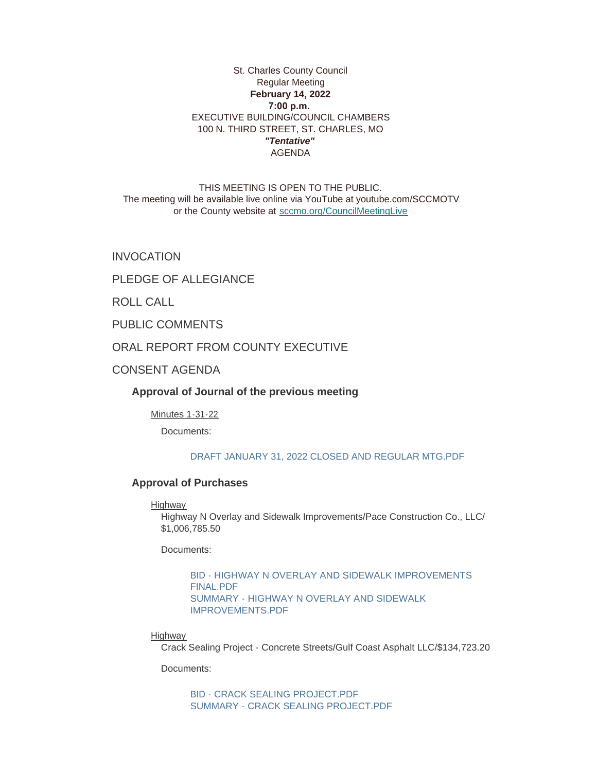St. Charles County Council
Regular Meeting
**February 14, 2022**
**7:00 p.m.**
EXECUTIVE BUILDING/COUNCIL CHAMBERS
100 N. THIRD STREET, ST. CHARLES, MO
***"Tentative"***
AGENDA

THIS MEETING IS OPEN TO THE PUBLIC.
The meeting will be available live online via YouTube at youtube.com/SCCMOTV
or the County website at sccmo.org/CouncilMeetingLive

## INVOCATION

## PLEDGE OF ALLEGIANCE

## ROLL CALL

## PUBLIC COMMENTS

## ORAL REPORT FROM COUNTY EXECUTIVE

## CONSENT AGENDA

### Approval of Journal of the previous meeting

Minutes 1-31-22

Documents:

DRAFT JANUARY 31, 2022 CLOSED AND REGULAR MTG.PDF

### Approval of Purchases

Highway

Highway N Overlay and Sidewalk Improvements/Pace Construction Co., LLC/ $1,006,785.50

Documents:

BID - HIGHWAY N OVERLAY AND SIDEWALK IMPROVEMENTS FINAL.PDF
SUMMARY - HIGHWAY N OVERLAY AND SIDEWALK IMPROVEMENTS.PDF

Highway

Crack Sealing Project - Concrete Streets/Gulf Coast Asphalt LLC/$134,723.20

Documents:

BID - CRACK SEALING PROJECT.PDF
SUMMARY - CRACK SEALING PROJECT.PDF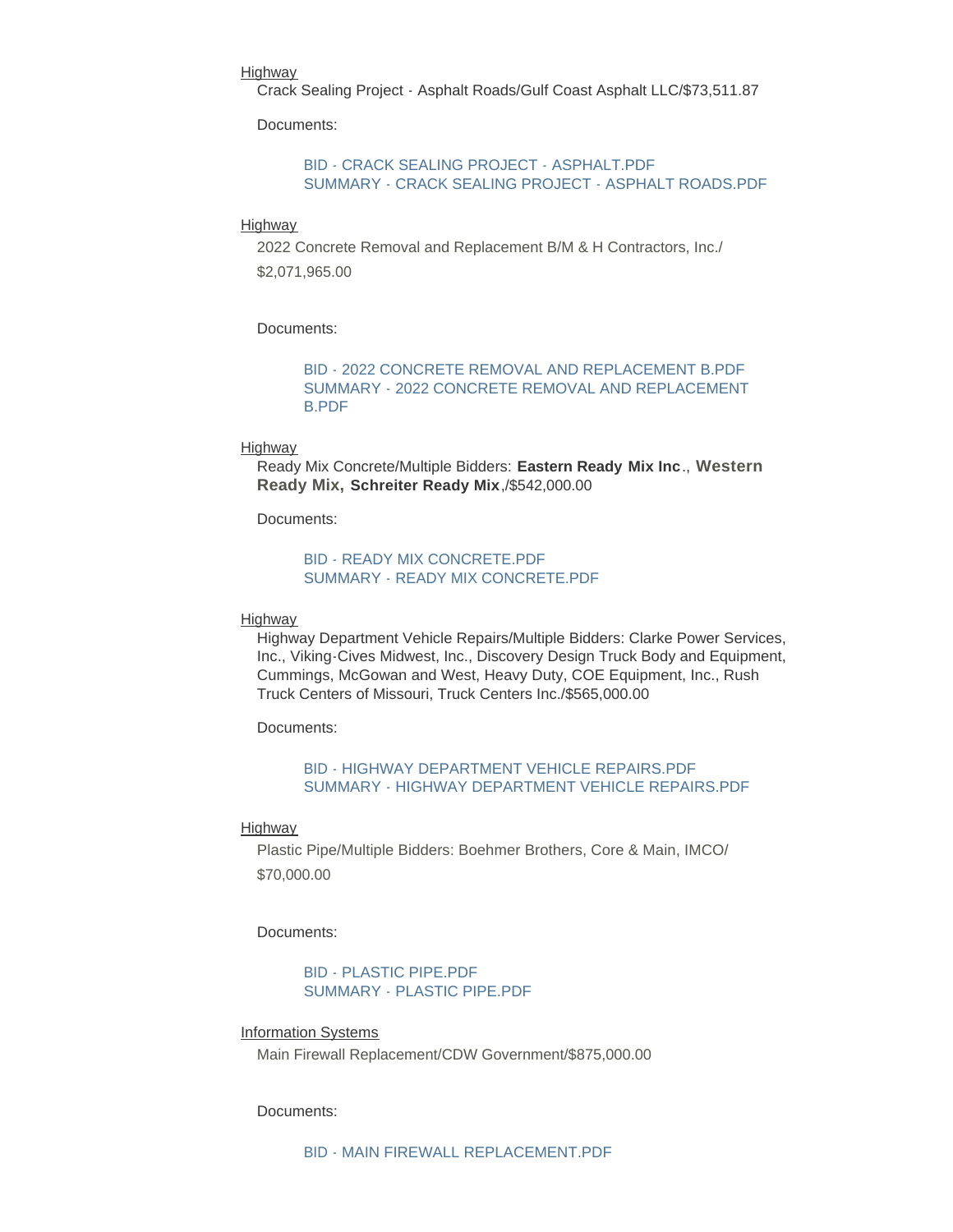Highway

Crack Sealing Project - Asphalt Roads/Gulf Coast Asphalt LLC/$73,511.87

Documents:

BID - CRACK SEALING PROJECT - ASPHALT.PDF
SUMMARY - CRACK SEALING PROJECT - ASPHALT ROADS.PDF

Highway

2022 Concrete Removal and Replacement B/M & H Contractors, Inc./
$2,071,965.00

Documents:

BID - 2022 CONCRETE REMOVAL AND REPLACEMENT B.PDF
SUMMARY - 2022 CONCRETE REMOVAL AND REPLACEMENT B.PDF

Highway

Ready Mix Concrete/Multiple Bidders: **Eastern Ready Mix Inc**., **Western Ready Mix, Schreiter Ready Mix**,/$542,000.00

Documents:

BID - READY MIX CONCRETE.PDF
SUMMARY - READY MIX CONCRETE.PDF

Highway

Highway Department Vehicle Repairs/Multiple Bidders: Clarke Power Services, Inc., Viking-Cives Midwest, Inc., Discovery Design Truck Body and Equipment, Cummings, McGowan and West, Heavy Duty, COE Equipment, Inc., Rush Truck Centers of Missouri, Truck Centers Inc./$565,000.00

Documents:

BID - HIGHWAY DEPARTMENT VEHICLE REPAIRS.PDF
SUMMARY - HIGHWAY DEPARTMENT VEHICLE REPAIRS.PDF

Highway

Plastic Pipe/Multiple Bidders: Boehmer Brothers, Core & Main, IMCO/
$70,000.00

Documents:

BID - PLASTIC PIPE.PDF
SUMMARY - PLASTIC PIPE.PDF

Information Systems

Main Firewall Replacement/CDW Government/$875,000.00

Documents:

BID - MAIN FIREWALL REPLACEMENT.PDF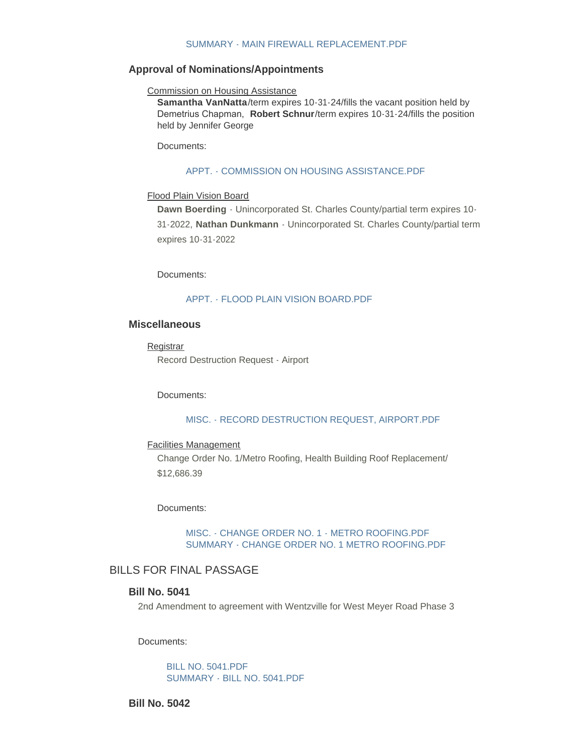SUMMARY - MAIN FIREWALL REPLACEMENT.PDF

### Approval of Nominations/Appointments

Commission on Housing Assistance

**Samantha VanNatta**/term expires 10-31-24/fills the vacant position held by Demetrius Chapman, **Robert Schnur**/term expires 10-31-24/fills the position held by Jennifer George

Documents:

APPT. - COMMISSION ON HOUSING ASSISTANCE.PDF

Flood Plain Vision Board

**Dawn Boerding** - Unincorporated St. Charles County/partial term expires 10-31-2022, **Nathan Dunkmann** - Unincorporated St. Charles County/partial term expires 10-31-2022

Documents:

APPT. - FLOOD PLAIN VISION BOARD.PDF

### Miscellaneous

Registrar

Record Destruction Request - Airport

Documents:

MISC. - RECORD DESTRUCTION REQUEST, AIRPORT.PDF

Facilities Management

Change Order No. 1/Metro Roofing, Health Building Roof Replacement/ $12,686.39

Documents:

MISC. - CHANGE ORDER NO. 1 - METRO ROOFING.PDF
SUMMARY - CHANGE ORDER NO. 1 METRO ROOFING.PDF

## BILLS FOR FINAL PASSAGE

### Bill No. 5041

2nd Amendment to agreement with Wentzville for West Meyer Road Phase 3

Documents:

BILL NO. 5041.PDF
SUMMARY - BILL NO. 5041.PDF

### Bill No. 5042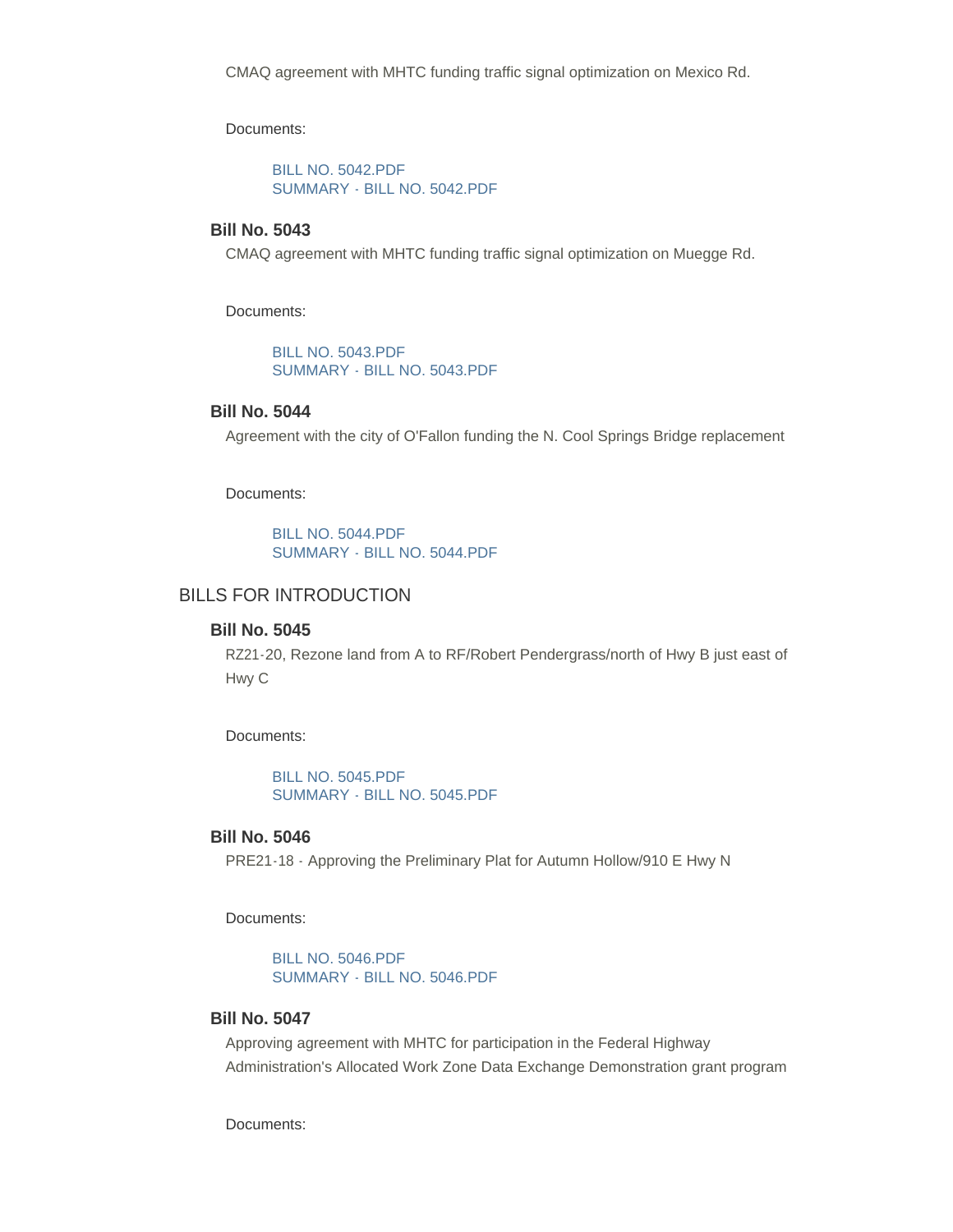CMAQ agreement with MHTC funding traffic signal optimization on Mexico Rd.

Documents:

BILL NO. 5042.PDF
SUMMARY - BILL NO. 5042.PDF

### Bill No. 5043

CMAQ agreement with MHTC funding traffic signal optimization on Muegge Rd.

Documents:

BILL NO. 5043.PDF
SUMMARY - BILL NO. 5043.PDF

### Bill No. 5044

Agreement with the city of O'Fallon funding the N. Cool Springs Bridge replacement

Documents:

BILL NO. 5044.PDF
SUMMARY - BILL NO. 5044.PDF

## BILLS FOR INTRODUCTION

### Bill No. 5045

RZ21-20, Rezone land from A to RF/Robert Pendergrass/north of Hwy B just east of Hwy C

Documents:

BILL NO. 5045.PDF
SUMMARY - BILL NO. 5045.PDF

### Bill No. 5046

PRE21-18 - Approving the Preliminary Plat for Autumn Hollow/910 E Hwy N

Documents:

BILL NO. 5046.PDF
SUMMARY - BILL NO. 5046.PDF

### Bill No. 5047

Approving agreement with MHTC for participation in the Federal Highway Administration's Allocated Work Zone Data Exchange Demonstration grant program

Documents: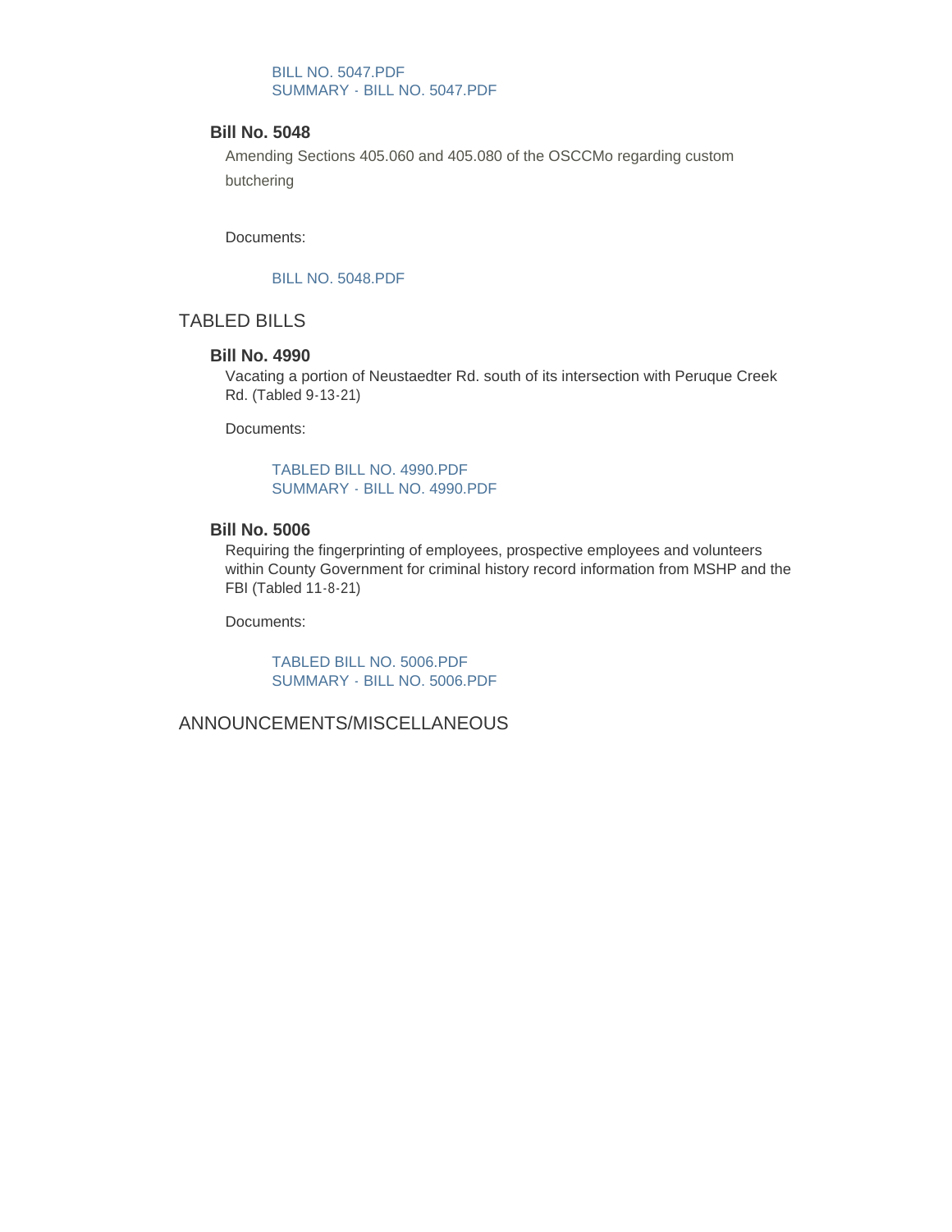BILL NO. 5047.PDF
SUMMARY - BILL NO. 5047.PDF

### Bill No. 5048

Amending Sections 405.060 and 405.080 of the OSCCMo regarding custom butchering

Documents:

BILL NO. 5048.PDF

## TABLED BILLS

### Bill No. 4990

Vacating a portion of Neustaedter Rd. south of its intersection with Peruque Creek Rd. (Tabled 9-13-21)

Documents:

TABLED BILL NO. 4990.PDF
SUMMARY - BILL NO. 4990.PDF

### Bill No. 5006

Requiring the fingerprinting of employees, prospective employees and volunteers within County Government for criminal history record information from MSHP and the FBI (Tabled 11-8-21)

Documents:

TABLED BILL NO. 5006.PDF
SUMMARY - BILL NO. 5006.PDF

## ANNOUNCEMENTS/MISCELLANEOUS